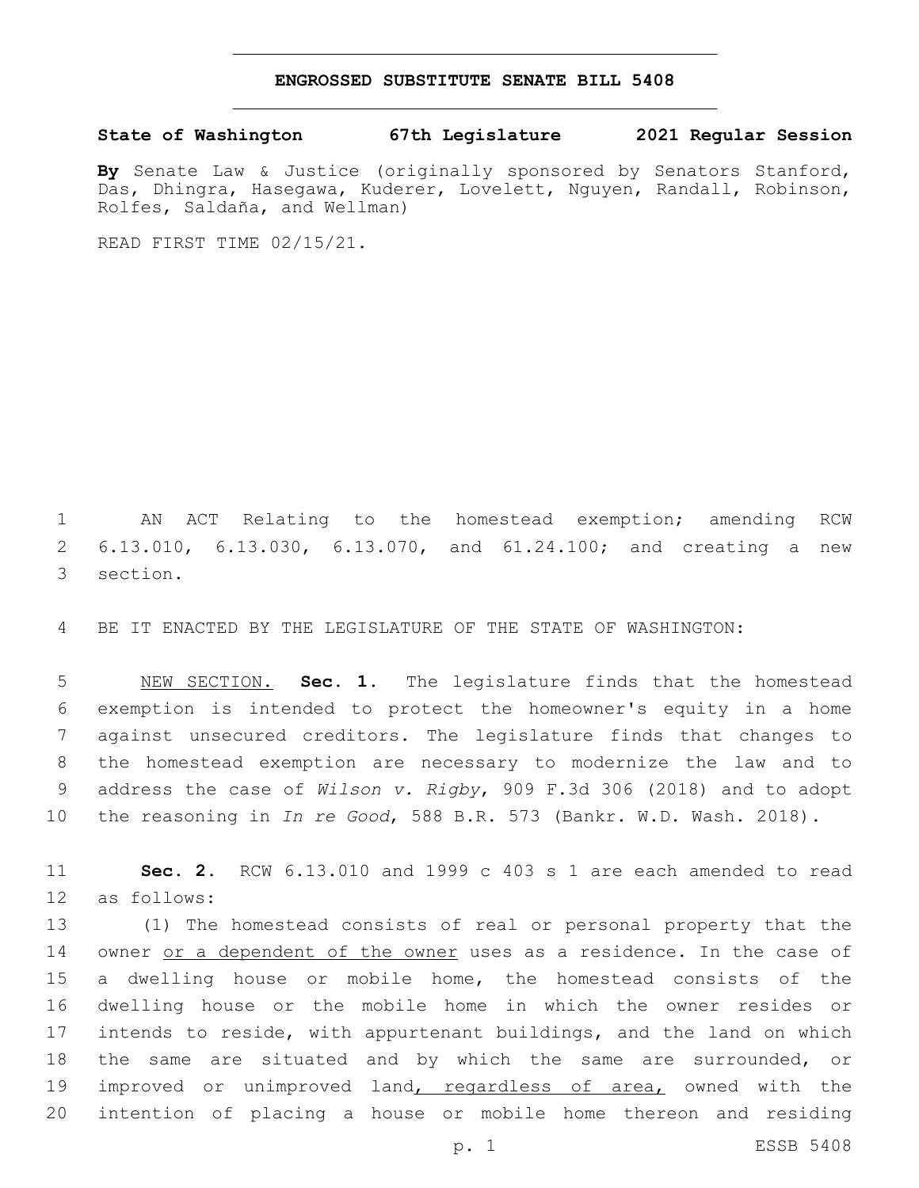# ENGROSSED SUBSTITUTE SENATE BILL 5408

**State of Washington 67th Legislature 2021 Regular Session**

**By** Senate Law & Justice (originally sponsored by Senators Stanford, Das, Dhingra, Hasegawa, Kuderer, Lovelett, Nguyen, Randall, Robinson, Rolfes, Saldaña, and Wellman)

READ FIRST TIME 02/15/21.

AN ACT Relating to the homestead exemption; amending RCW 6.13.010, 6.13.030, 6.13.070, and 61.24.100; and creating a new section.

BE IT ENACTED BY THE LEGISLATURE OF THE STATE OF WASHINGTON:

NEW SECTION. **Sec. 1.** The legislature finds that the homestead exemption is intended to protect the homeowner's equity in a home against unsecured creditors. The legislature finds that changes to the homestead exemption are necessary to modernize the law and to address the case of *Wilson v. Rigby*, 909 F.3d 306 (2018) and to adopt the reasoning in *In re Good*, 588 B.R. 573 (Bankr. W.D. Wash. 2018).

**Sec. 2.** RCW 6.13.010 and 1999 c 403 s 1 are each amended to read as follows:

(1) The homestead consists of real or personal property that the owner or a dependent of the owner uses as a residence. In the case of a dwelling house or mobile home, the homestead consists of the dwelling house or the mobile home in which the owner resides or intends to reside, with appurtenant buildings, and the land on which the same are situated and by which the same are surrounded, or improved or unimproved land, regardless of area, owned with the intention of placing a house or mobile home thereon and residing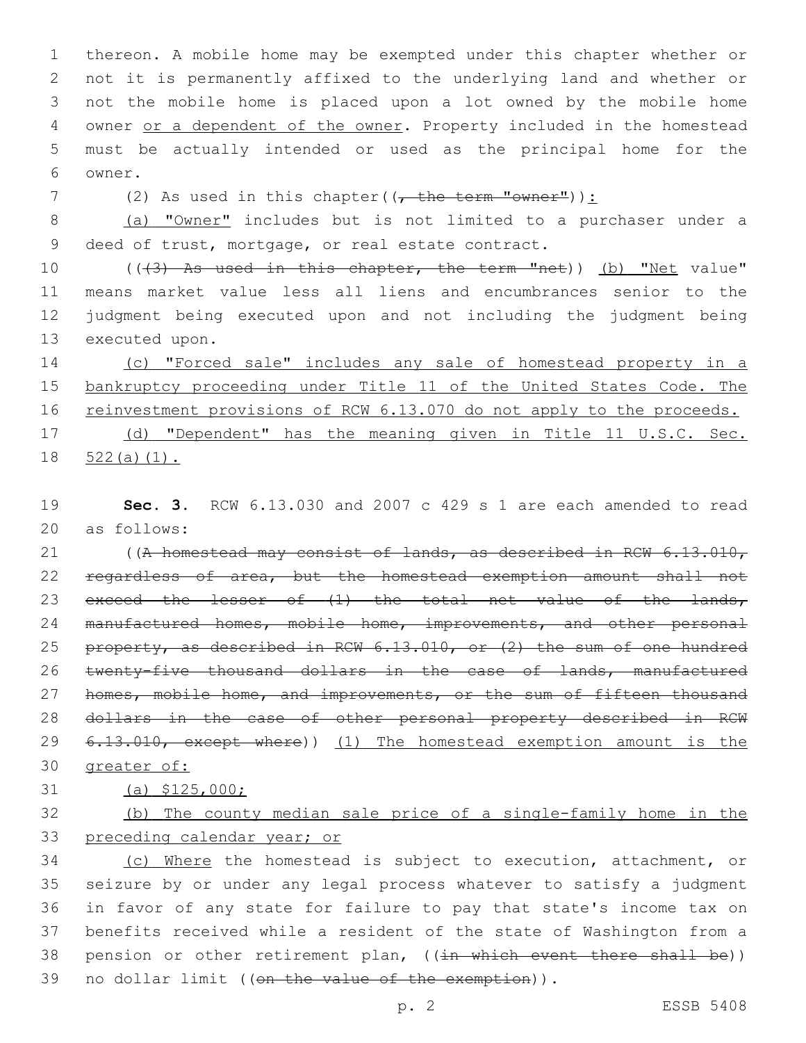thereon. A mobile home may be exempted under this chapter whether or not it is permanently affixed to the underlying land and whether or not the mobile home is placed upon a lot owned by the mobile home owner <u>or a dependent of the owner</u>. Property included in the homestead must be actually intended or used as the principal home for the owner.

(2) As used in this chapter((~~, the term "owner"~~))<u>:</u>

<u>(a) "Owner"</u> includes but is not limited to a purchaser under a deed of trust, mortgage, or real estate contract.

((~~(3) As used in this chapter, the term "net~~)) <u>(b) "Net</u> value" means market value less all liens and encumbrances senior to the judgment being executed upon and not including the judgment being executed upon.

<u>(c) "Forced sale" includes any sale of homestead property in a bankruptcy proceeding under Title 11 of the United States Code. The reinvestment provisions of RCW 6.13.070 do not apply to the proceeds.</u>

<u>(d) "Dependent" has the meaning given in Title 11 U.S.C. Sec. 522(a)(1).</u>

**Sec. 3.** RCW 6.13.030 and 2007 c 429 s 1 are each amended to read as follows:

((~~A homestead may consist of lands, as described in RCW 6.13.010, regardless of area, but the homestead exemption amount shall not exceed the lesser of (1) the total net value of the lands, manufactured homes, mobile home, improvements, and other personal property, as described in RCW 6.13.010, or (2) the sum of one hundred twenty-five thousand dollars in the case of lands, manufactured homes, mobile home, and improvements, or the sum of fifteen thousand dollars in the case of other personal property described in RCW 6.13.010, except where~~)) <u>(1) The homestead exemption amount is the greater of:</u>

<u>(a) $125,000;</u>

<u>(b) The county median sale price of a single-family home in the preceding calendar year; or</u>

<u>(c) Where</u> the homestead is subject to execution, attachment, or seizure by or under any legal process whatever to satisfy a judgment in favor of any state for failure to pay that state's income tax on benefits received while a resident of the state of Washington from a pension or other retirement plan, ((~~in which event there shall be~~)) no dollar limit ((~~on the value of the exemption~~)).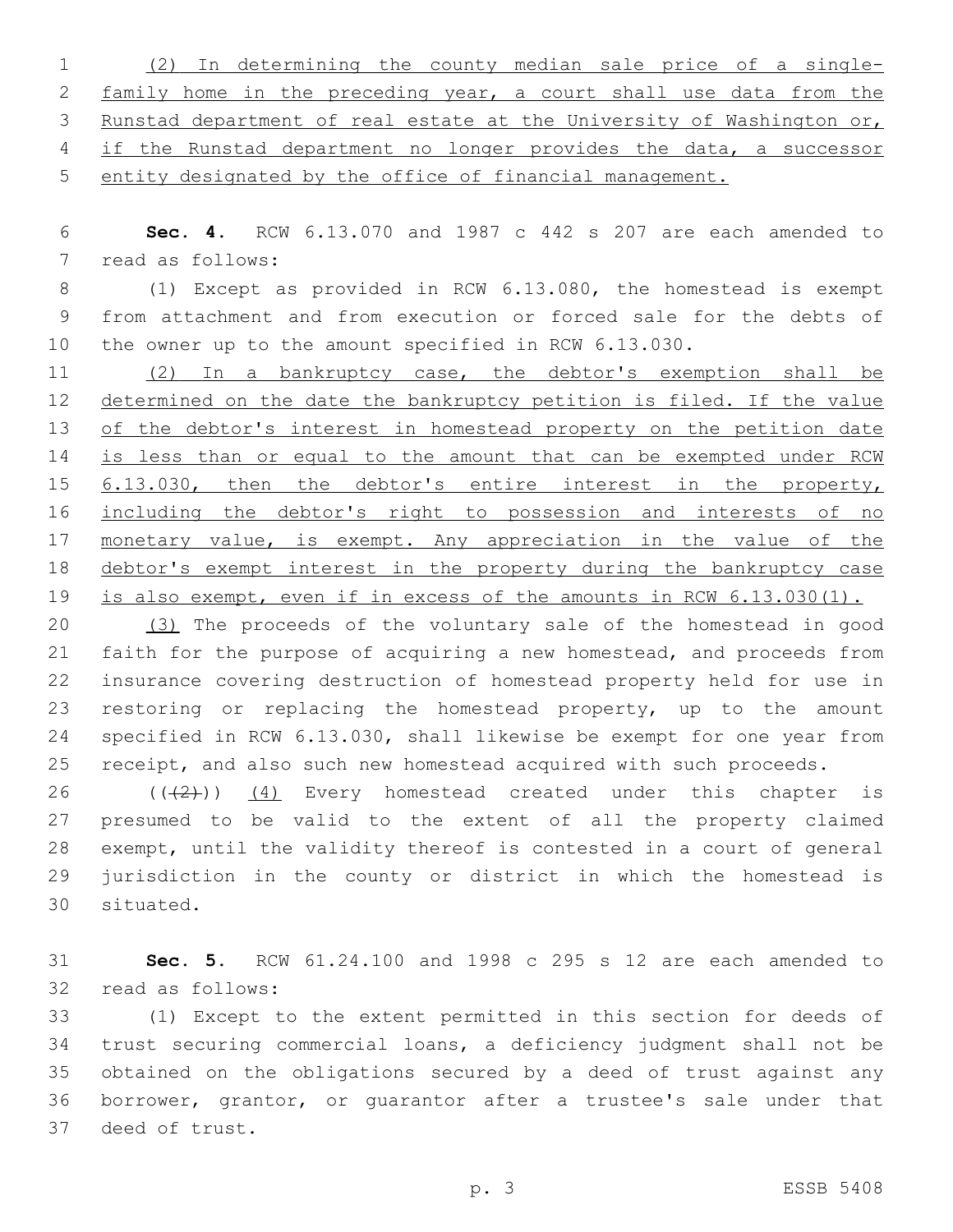(2) In determining the county median sale price of a single-family home in the preceding year, a court shall use data from the Runstad department of real estate at the University of Washington or, if the Runstad department no longer provides the data, a successor entity designated by the office of financial management.

**Sec. 4.** RCW 6.13.070 and 1987 c 442 s 207 are each amended to read as follows:

(1) Except as provided in RCW 6.13.080, the homestead is exempt from attachment and from execution or forced sale for the debts of the owner up to the amount specified in RCW 6.13.030.

(2) In a bankruptcy case, the debtor's exemption shall be determined on the date the bankruptcy petition is filed. If the value of the debtor's interest in homestead property on the petition date is less than or equal to the amount that can be exempted under RCW 6.13.030, then the debtor's entire interest in the property, including the debtor's right to possession and interests of no monetary value, is exempt. Any appreciation in the value of the debtor's exempt interest in the property during the bankruptcy case is also exempt, even if in excess of the amounts in RCW 6.13.030(1).

(3) The proceeds of the voluntary sale of the homestead in good faith for the purpose of acquiring a new homestead, and proceeds from insurance covering destruction of homestead property held for use in restoring or replacing the homestead property, up to the amount specified in RCW 6.13.030, shall likewise be exempt for one year from receipt, and also such new homestead acquired with such proceeds.

(((2))) (4) Every homestead created under this chapter is presumed to be valid to the extent of all the property claimed exempt, until the validity thereof is contested in a court of general jurisdiction in the county or district in which the homestead is situated.

**Sec. 5.** RCW 61.24.100 and 1998 c 295 s 12 are each amended to read as follows:

(1) Except to the extent permitted in this section for deeds of trust securing commercial loans, a deficiency judgment shall not be obtained on the obligations secured by a deed of trust against any borrower, grantor, or guarantor after a trustee's sale under that deed of trust.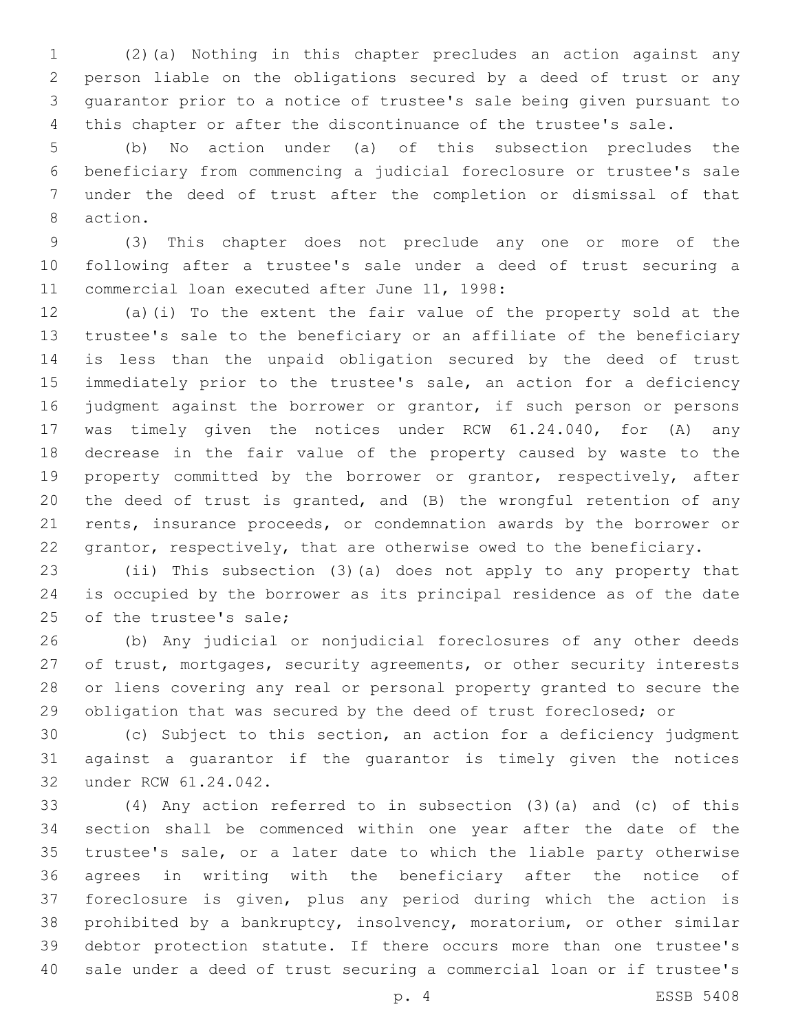(2)(a) Nothing in this chapter precludes an action against any person liable on the obligations secured by a deed of trust or any guarantor prior to a notice of trustee's sale being given pursuant to this chapter or after the discontinuance of the trustee's sale.

(b) No action under (a) of this subsection precludes the beneficiary from commencing a judicial foreclosure or trustee's sale under the deed of trust after the completion or dismissal of that action.

(3) This chapter does not preclude any one or more of the following after a trustee's sale under a deed of trust securing a commercial loan executed after June 11, 1998:

(a)(i) To the extent the fair value of the property sold at the trustee's sale to the beneficiary or an affiliate of the beneficiary is less than the unpaid obligation secured by the deed of trust immediately prior to the trustee's sale, an action for a deficiency judgment against the borrower or grantor, if such person or persons was timely given the notices under RCW 61.24.040, for (A) any decrease in the fair value of the property caused by waste to the property committed by the borrower or grantor, respectively, after the deed of trust is granted, and (B) the wrongful retention of any rents, insurance proceeds, or condemnation awards by the borrower or grantor, respectively, that are otherwise owed to the beneficiary.

(ii) This subsection (3)(a) does not apply to any property that is occupied by the borrower as its principal residence as of the date of the trustee's sale;

(b) Any judicial or nonjudicial foreclosures of any other deeds of trust, mortgages, security agreements, or other security interests or liens covering any real or personal property granted to secure the obligation that was secured by the deed of trust foreclosed; or

(c) Subject to this section, an action for a deficiency judgment against a guarantor if the guarantor is timely given the notices under RCW 61.24.042.

(4) Any action referred to in subsection (3)(a) and (c) of this section shall be commenced within one year after the date of the trustee's sale, or a later date to which the liable party otherwise agrees in writing with the beneficiary after the notice of foreclosure is given, plus any period during which the action is prohibited by a bankruptcy, insolvency, moratorium, or other similar debtor protection statute. If there occurs more than one trustee's sale under a deed of trust securing a commercial loan or if trustee's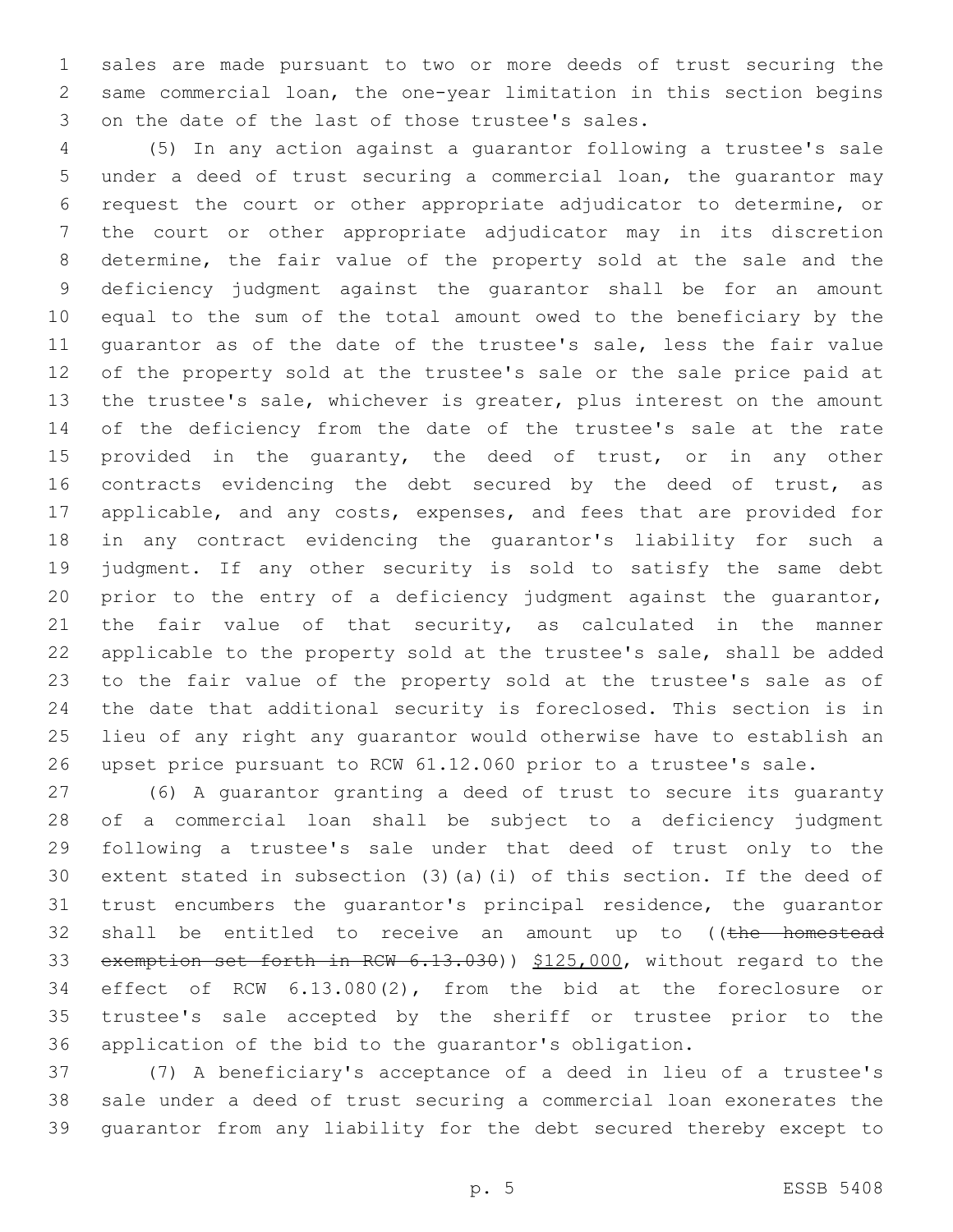sales are made pursuant to two or more deeds of trust securing the same commercial loan, the one-year limitation in this section begins on the date of the last of those trustee's sales.

(5) In any action against a guarantor following a trustee's sale under a deed of trust securing a commercial loan, the guarantor may request the court or other appropriate adjudicator to determine, or the court or other appropriate adjudicator may in its discretion determine, the fair value of the property sold at the sale and the deficiency judgment against the guarantor shall be for an amount equal to the sum of the total amount owed to the beneficiary by the guarantor as of the date of the trustee's sale, less the fair value of the property sold at the trustee's sale or the sale price paid at the trustee's sale, whichever is greater, plus interest on the amount of the deficiency from the date of the trustee's sale at the rate provided in the guaranty, the deed of trust, or in any other contracts evidencing the debt secured by the deed of trust, as applicable, and any costs, expenses, and fees that are provided for in any contract evidencing the guarantor's liability for such a judgment. If any other security is sold to satisfy the same debt prior to the entry of a deficiency judgment against the guarantor, the fair value of that security, as calculated in the manner applicable to the property sold at the trustee's sale, shall be added to the fair value of the property sold at the trustee's sale as of the date that additional security is foreclosed. This section is in lieu of any right any guarantor would otherwise have to establish an upset price pursuant to RCW 61.12.060 prior to a trustee's sale.

(6) A guarantor granting a deed of trust to secure its guaranty of a commercial loan shall be subject to a deficiency judgment following a trustee's sale under that deed of trust only to the extent stated in subsection (3)(a)(i) of this section. If the deed of trust encumbers the guarantor's principal residence, the guarantor shall be entitled to receive an amount up to ((~~the homestead exemption set forth in RCW 6.13.030~~)) <u>$125,000</u>, without regard to the effect of RCW 6.13.080(2), from the bid at the foreclosure or trustee's sale accepted by the sheriff or trustee prior to the application of the bid to the guarantor's obligation.

(7) A beneficiary's acceptance of a deed in lieu of a trustee's sale under a deed of trust securing a commercial loan exonerates the guarantor from any liability for the debt secured thereby except to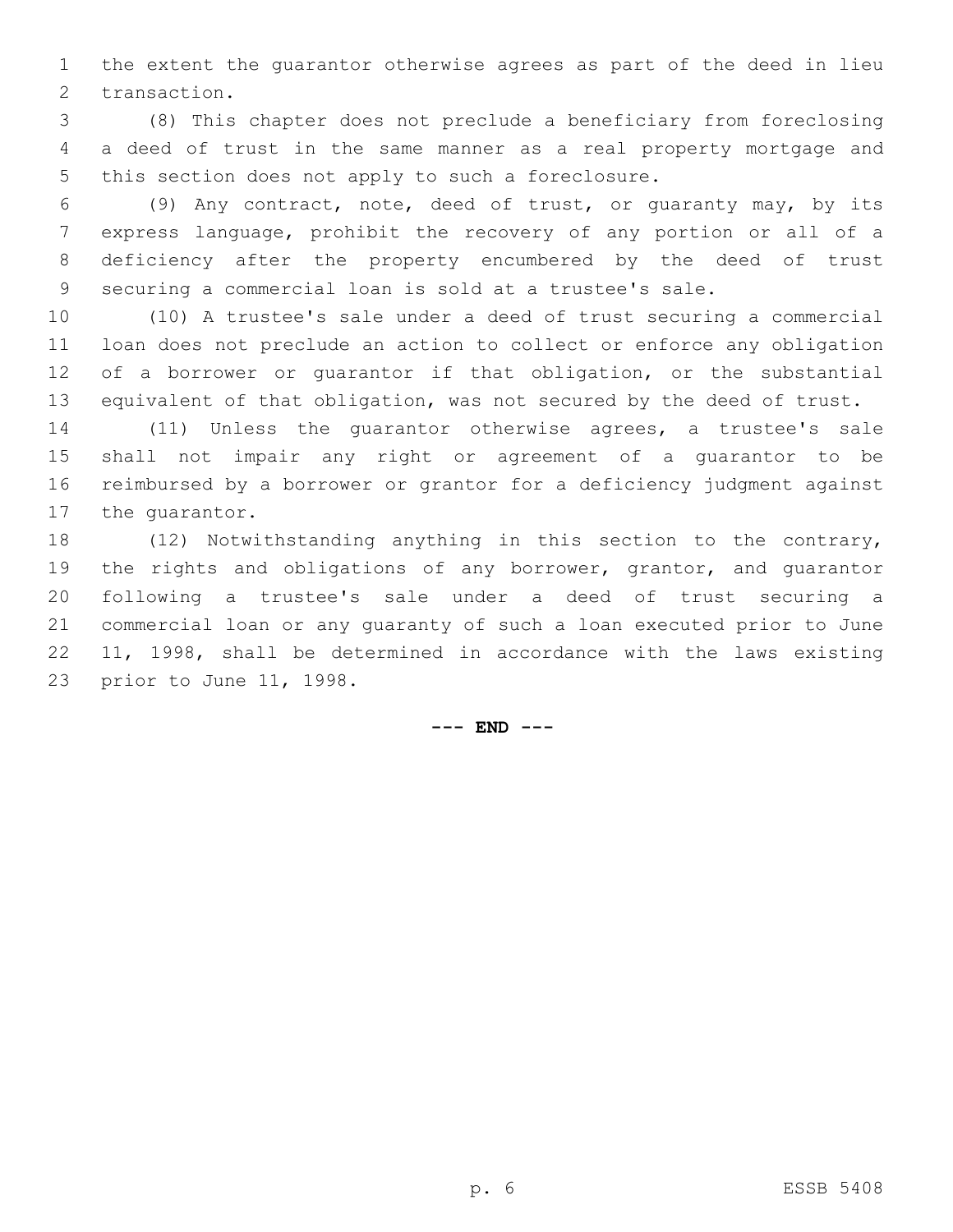the extent the guarantor otherwise agrees as part of the deed in lieu transaction.

(8) This chapter does not preclude a beneficiary from foreclosing a deed of trust in the same manner as a real property mortgage and this section does not apply to such a foreclosure.

(9) Any contract, note, deed of trust, or guaranty may, by its express language, prohibit the recovery of any portion or all of a deficiency after the property encumbered by the deed of trust securing a commercial loan is sold at a trustee's sale.

(10) A trustee's sale under a deed of trust securing a commercial loan does not preclude an action to collect or enforce any obligation of a borrower or guarantor if that obligation, or the substantial equivalent of that obligation, was not secured by the deed of trust.

(11) Unless the guarantor otherwise agrees, a trustee's sale shall not impair any right or agreement of a guarantor to be reimbursed by a borrower or grantor for a deficiency judgment against the guarantor.

(12) Notwithstanding anything in this section to the contrary, the rights and obligations of any borrower, grantor, and guarantor following a trustee's sale under a deed of trust securing a commercial loan or any guaranty of such a loan executed prior to June 11, 1998, shall be determined in accordance with the laws existing prior to June 11, 1998.

**--- END ---**